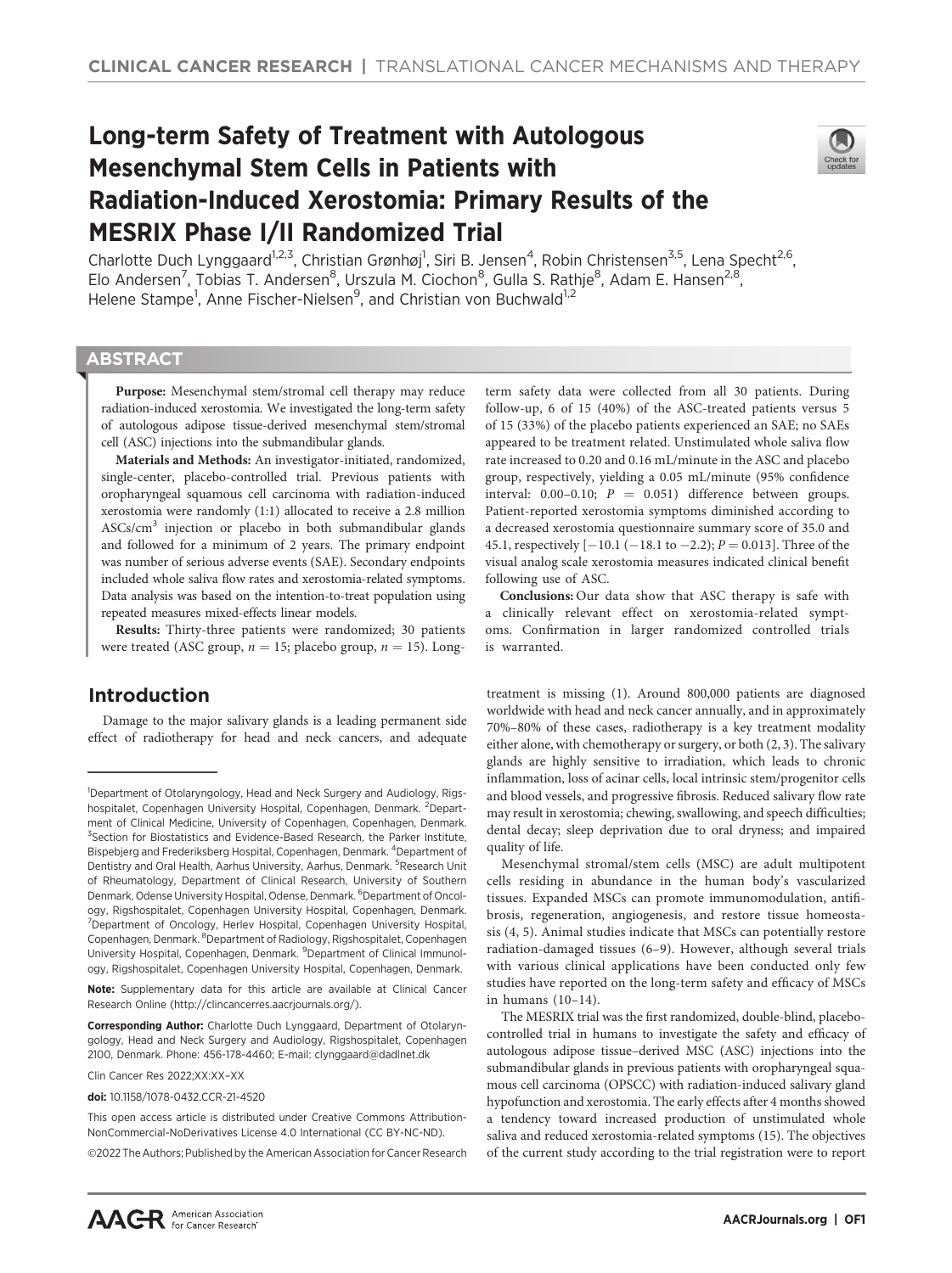# Long-term Safety of Treatment with Autologous Mesenchymal Stem Cells in Patients with Radiation-Induced Xerostomia: Primary Results of the MESRIX Phase I/II Randomized Trial

Charlotte Duch Lynggaard[1,2,3], Christian Grønhøj[1], Siri B. Jensen[4], Robin Christensen[3,5], Lena Specht[2,6], Elo Andersen[7], Tobias T. Andersen[8], Urszula M. Ciochon[8], Gulla S. Rathje[8], Adam E. Hansen[2,8], Helene Stampe[1], Anne Fischer-Nielsen[9], and Christian von Buchwald[1,2]

## ABSTRACT

**Purpose:** Mesenchymal stem/stromal cell therapy may reduce radiation-induced xerostomia. We investigated the long-term safety of autologous adipose tissue-derived mesenchymal stem/stromal cell (ASC) injections into the submandibular glands.

**Materials and Methods:** An investigator-initiated, randomized, single-center, placebo-controlled trial. Previous patients with oropharyngeal squamous cell carcinoma with radiation-induced xerostomia were randomly (1:1) allocated to receive a 2.8 million ASCs/cm$^3$ injection or placebo in both submandibular glands and followed for a minimum of 2 years. The primary endpoint was number of serious adverse events (SAE). Secondary endpoints included whole saliva flow rates and xerostomia-related symptoms. Data analysis was based on the intention-to-treat population using repeated measures mixed-effects linear models.

**Results:** Thirty-three patients were randomized; 30 patients were treated (ASC group, $n = 15$; placebo group, $n = 15$). Long-term safety data were collected from all 30 patients. During follow-up, 6 of 15 (40%) of the ASC-treated patients versus 5 of 15 (33%) of the placebo patients experienced an SAE; no SAEs appeared to be treatment related. Unstimulated whole saliva flow rate increased to 0.20 and 0.16 mL/minute in the ASC and placebo group, respectively, yielding a 0.05 mL/minute (95% confidence interval: 0.00–0.10; $P = 0.051$) difference between groups. Patient-reported xerostomia symptoms diminished according to a decreased xerostomia questionnaire summary score of 35.0 and 45.1, respectively [−10.1 (−18.1 to −2.2); $P = 0.013$]. Three of the visual analog scale xerostomia measures indicated clinical benefit following use of ASC.

**Conclusions:** Our data show that ASC therapy is safe with a clinically relevant effect on xerostomia-related symptoms. Confirmation in larger randomized controlled trials is warranted.

## Introduction

Damage to the major salivary glands is a leading permanent side effect of radiotherapy for head and neck cancers, and adequate treatment is missing (1). Around 800,000 patients are diagnosed worldwide with head and neck cancer annually, and in approximately 70%–80% of these cases, radiotherapy is a key treatment modality either alone, with chemotherapy or surgery, or both (2, 3). The salivary glands are highly sensitive to irradiation, which leads to chronic inflammation, loss of acinar cells, local intrinsic stem/progenitor cells and blood vessels, and progressive fibrosis. Reduced salivary flow rate may result in xerostomia; chewing, swallowing, and speech difficulties; dental decay; sleep deprivation due to oral dryness; and impaired quality of life.

Mesenchymal stromal/stem cells (MSC) are adult multipotent cells residing in abundance in the human body's vascularized tissues. Expanded MSCs can promote immunomodulation, antifibrosis, regeneration, angiogenesis, and restore tissue homeostasis (4, 5). Animal studies indicate that MSCs can potentially restore radiation-damaged tissues (6–9). However, although several trials with various clinical applications have been conducted only few studies have reported on the long-term safety and efficacy of MSCs in humans (10–14).

The MESRIX trial was the first randomized, double-blind, placebo-controlled trial in humans to investigate the safety and efficacy of autologous adipose tissue–derived MSC (ASC) injections into the submandibular glands in previous patients with oropharyngeal squamous cell carcinoma (OPSCC) with radiation-induced salivary gland hypofunction and xerostomia. The early effects after 4 months showed a tendency toward increased production of unstimulated whole saliva and reduced xerostomia-related symptoms (15). The objectives of the current study according to the trial registration were to report

---

[1]Department of Otolaryngology, Head and Neck Surgery and Audiology, Rigshospitalet, Copenhagen University Hospital, Copenhagen, Denmark. [2]Department of Clinical Medicine, University of Copenhagen, Copenhagen, Denmark. [3]Section for Biostatistics and Evidence-Based Research, the Parker Institute, Bispebjerg and Frederiksberg Hospital, Copenhagen, Denmark. [4]Department of Dentistry and Oral Health, Aarhus University, Aarhus, Denmark. [5]Research Unit of Rheumatology, Department of Clinical Research, University of Southern Denmark, Odense University Hospital, Odense, Denmark. [6]Department of Oncology, Rigshospitalet, Copenhagen University Hospital, Copenhagen, Denmark. [7]Department of Oncology, Herlev Hospital, Copenhagen University Hospital, Copenhagen, Denmark. [8]Department of Radiology, Rigshospitalet, Copenhagen University Hospital, Copenhagen, Denmark. [9]Department of Clinical Immunology, Rigshospitalet, Copenhagen University Hospital, Copenhagen, Denmark.

**Note:** Supplementary data for this article are available at Clinical Cancer Research Online (http://clincancerres.aacrjournals.org/).

**Corresponding Author:** Charlotte Duch Lynggaard, Department of Otolaryngology, Head and Neck Surgery and Audiology, Rigshospitalet, Copenhagen 2100, Denmark. Phone: 456-178-4460; E-mail: clynggaard@dadlnet.dk

Clin Cancer Res 2022;XX:XX–XX

**doi:** 10.1158/1078-0432.CCR-21-4520

This open access article is distributed under Creative Commons Attribution-NonCommercial-NoDerivatives License 4.0 International (CC BY-NC-ND).

©2022 The Authors; Published by the American Association for Cancer Research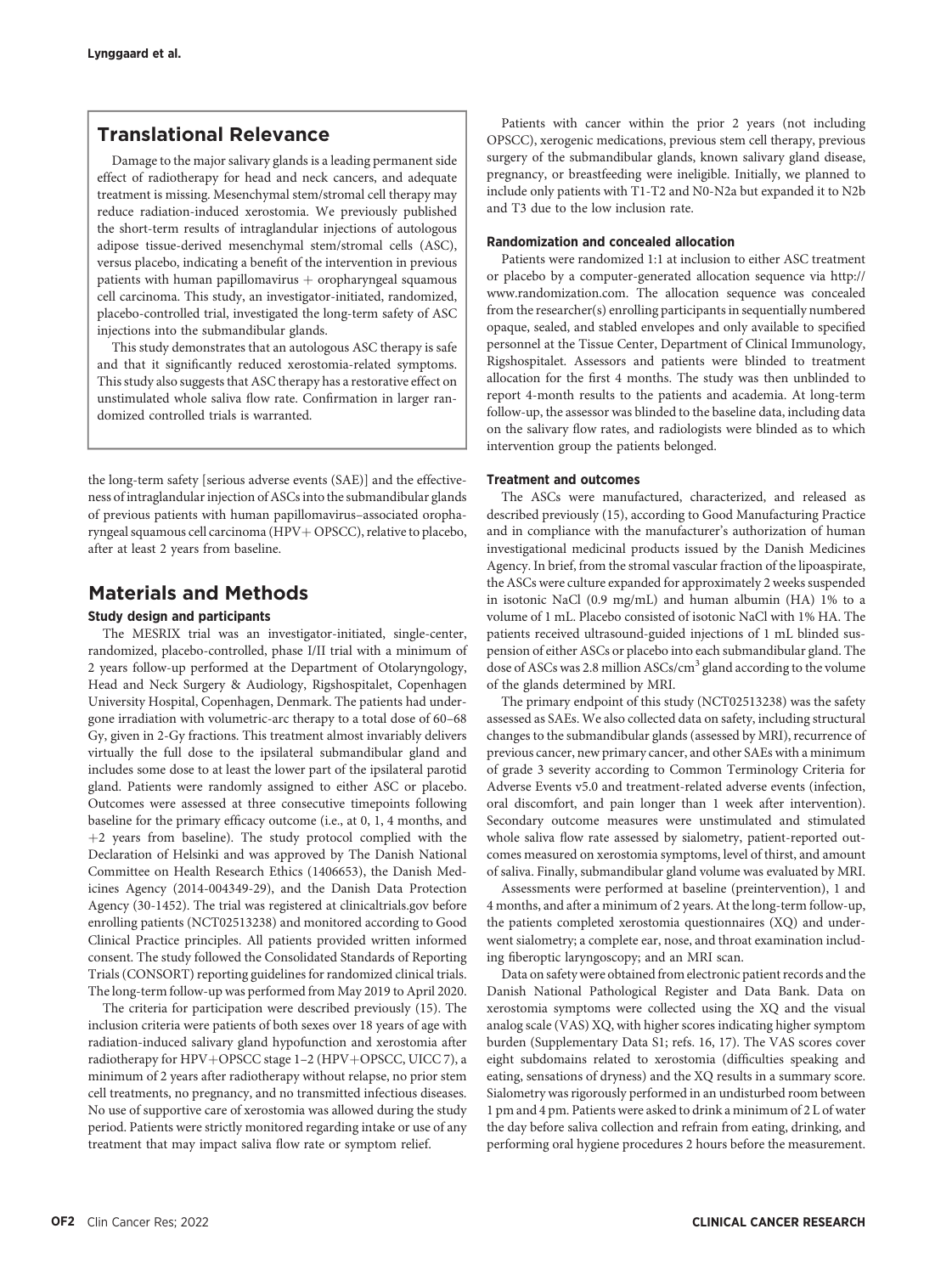## Translational Relevance

Damage to the major salivary glands is a leading permanent side effect of radiotherapy for head and neck cancers, and adequate treatment is missing. Mesenchymal stem/stromal cell therapy may reduce radiation-induced xerostomia. We previously published the short-term results of intraglandular injections of autologous adipose tissue-derived mesenchymal stem/stromal cells (ASC), versus placebo, indicating a benefit of the intervention in previous patients with human papillomavirus + oropharyngeal squamous cell carcinoma. This study, an investigator-initiated, randomized, placebo-controlled trial, investigated the long-term safety of ASC injections into the submandibular glands.

This study demonstrates that an autologous ASC therapy is safe and that it significantly reduced xerostomia-related symptoms. This study also suggests that ASC therapy has a restorative effect on unstimulated whole saliva flow rate. Confirmation in larger randomized controlled trials is warranted.

the long-term safety [serious adverse events (SAE)] and the effectiveness of intraglandular injection of ASCs into the submandibular glands of previous patients with human papillomavirus–associated oropharyngeal squamous cell carcinoma (HPV+ OPSCC), relative to placebo, after at least 2 years from baseline.

# Materials and Methods

### Study design and participants

The MESRIX trial was an investigator-initiated, single-center, randomized, placebo-controlled, phase I/II trial with a minimum of 2 years follow-up performed at the Department of Otolaryngology, Head and Neck Surgery & Audiology, Rigshospitalet, Copenhagen University Hospital, Copenhagen, Denmark. The patients had undergone irradiation with volumetric-arc therapy to a total dose of 60–68 Gy, given in 2-Gy fractions. This treatment almost invariably delivers virtually the full dose to the ipsilateral submandibular gland and includes some dose to at least the lower part of the ipsilateral parotid gland. Patients were randomly assigned to either ASC or placebo. Outcomes were assessed at three consecutive timepoints following baseline for the primary efficacy outcome (i.e., at 0, 1, 4 months, and +2 years from baseline). The study protocol complied with the Declaration of Helsinki and was approved by The Danish National Committee on Health Research Ethics (1406653), the Danish Medicines Agency (2014-004349-29), and the Danish Data Protection Agency (30-1452). The trial was registered at clinicaltrials.gov before enrolling patients (NCT02513238) and monitored according to Good Clinical Practice principles. All patients provided written informed consent. The study followed the Consolidated Standards of Reporting Trials (CONSORT) reporting guidelines for randomized clinical trials. The long-term follow-up was performed from May 2019 to April 2020.

The criteria for participation were described previously (15). The inclusion criteria were patients of both sexes over 18 years of age with radiation-induced salivary gland hypofunction and xerostomia after radiotherapy for HPV+OPSCC stage 1–2 (HPV+OPSCC, UICC 7), a minimum of 2 years after radiotherapy without relapse, no prior stem cell treatments, no pregnancy, and no transmitted infectious diseases. No use of supportive care of xerostomia was allowed during the study period. Patients were strictly monitored regarding intake or use of any treatment that may impact saliva flow rate or symptom relief.

Patients with cancer within the prior 2 years (not including OPSCC), xerogenic medications, previous stem cell therapy, previous surgery of the submandibular glands, known salivary gland disease, pregnancy, or breastfeeding were ineligible. Initially, we planned to include only patients with T1-T2 and N0-N2a but expanded it to N2b and T3 due to the low inclusion rate.

### Randomization and concealed allocation

Patients were randomized 1:1 at inclusion to either ASC treatment or placebo by a computer-generated allocation sequence via http://www.randomization.com. The allocation sequence was concealed from the researcher(s) enrolling participants in sequentially numbered opaque, sealed, and stabled envelopes and only available to specified personnel at the Tissue Center, Department of Clinical Immunology, Rigshospitalet. Assessors and patients were blinded to treatment allocation for the first 4 months. The study was then unblinded to report 4-month results to the patients and academia. At long-term follow-up, the assessor was blinded to the baseline data, including data on the salivary flow rates, and radiologists were blinded as to which intervention group the patients belonged.

### Treatment and outcomes

The ASCs were manufactured, characterized, and released as described previously (15), according to Good Manufacturing Practice and in compliance with the manufacturer's authorization of human investigational medicinal products issued by the Danish Medicines Agency. In brief, from the stromal vascular fraction of the lipoaspirate, the ASCs were culture expanded for approximately 2 weeks suspended in isotonic NaCl (0.9 mg/mL) and human albumin (HA) 1% to a volume of 1 mL. Placebo consisted of isotonic NaCl with 1% HA. The patients received ultrasound-guided injections of 1 mL blinded suspension of either ASCs or placebo into each submandibular gland. The dose of ASCs was 2.8 million ASCs/cm$^3$ gland according to the volume of the glands determined by MRI.

The primary endpoint of this study (NCT02513238) was the safety assessed as SAEs. We also collected data on safety, including structural changes to the submandibular glands (assessed by MRI), recurrence of previous cancer, new primary cancer, and other SAEs with a minimum of grade 3 severity according to Common Terminology Criteria for Adverse Events v5.0 and treatment-related adverse events (infection, oral discomfort, and pain longer than 1 week after intervention). Secondary outcome measures were unstimulated and stimulated whole saliva flow rate assessed by sialometry, patient-reported outcomes measured on xerostomia symptoms, level of thirst, and amount of saliva. Finally, submandibular gland volume was evaluated by MRI.

Assessments were performed at baseline (preintervention), 1 and 4 months, and after a minimum of 2 years. At the long-term follow-up, the patients completed xerostomia questionnaires (XQ) and underwent sialometry; a complete ear, nose, and throat examination including fiberoptic laryngoscopy; and an MRI scan.

Data on safety were obtained from electronic patient records and the Danish National Pathological Register and Data Bank. Data on xerostomia symptoms were collected using the XQ and the visual analog scale (VAS) XQ, with higher scores indicating higher symptom burden (Supplementary Data S1; refs. 16, 17). The VAS scores cover eight subdomains related to xerostomia (difficulties speaking and eating, sensations of dryness) and the XQ results in a summary score. Sialometry was rigorously performed in an undisturbed room between 1 pm and 4 pm. Patients were asked to drink a minimum of 2 L of water the day before saliva collection and refrain from eating, drinking, and performing oral hygiene procedures 2 hours before the measurement.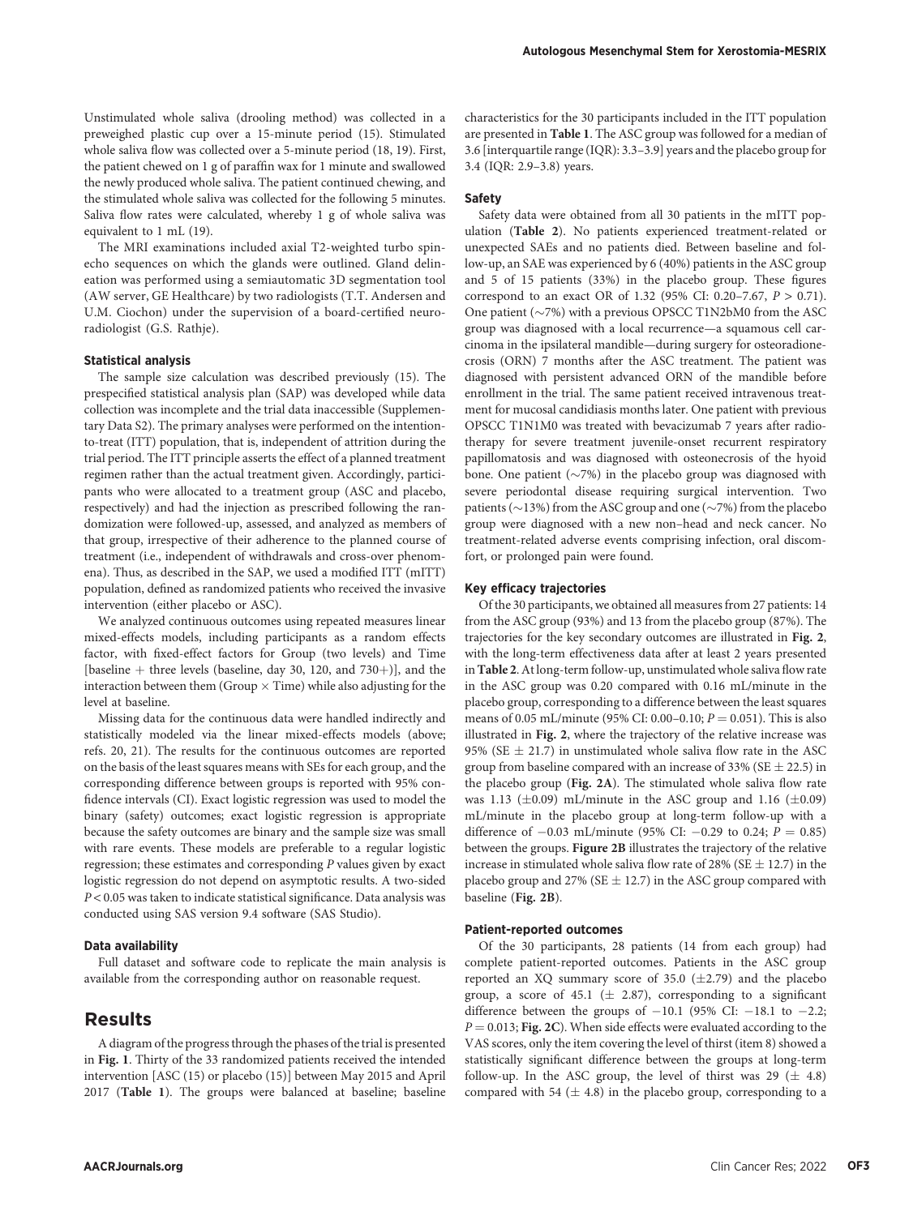Unstimulated whole saliva (drooling method) was collected in a preweighed plastic cup over a 15-minute period (15). Stimulated whole saliva flow was collected over a 5-minute period (18, 19). First, the patient chewed on 1 g of paraffin wax for 1 minute and swallowed the newly produced whole saliva. The patient continued chewing, and the stimulated whole saliva was collected for the following 5 minutes. Saliva flow rates were calculated, whereby 1 g of whole saliva was equivalent to 1 mL (19).

The MRI examinations included axial T2-weighted turbo spin-echo sequences on which the glands were outlined. Gland delineation was performed using a semiautomatic 3D segmentation tool (AW server, GE Healthcare) by two radiologists (T.T. Andersen and U.M. Ciochon) under the supervision of a board-certified neuroradiologist (G.S. Rathje).

### Statistical analysis

The sample size calculation was described previously (15). The prespecified statistical analysis plan (SAP) was developed while data collection was incomplete and the trial data inaccessible (Supplementary Data S2). The primary analyses were performed on the intention-to-treat (ITT) population, that is, independent of attrition during the trial period. The ITT principle asserts the effect of a planned treatment regimen rather than the actual treatment given. Accordingly, participants who were allocated to a treatment group (ASC and placebo, respectively) and had the injection as prescribed following the randomization were followed-up, assessed, and analyzed as members of that group, irrespective of their adherence to the planned course of treatment (i.e., independent of withdrawals and cross-over phenomena). Thus, as described in the SAP, we used a modified ITT (mITT) population, defined as randomized patients who received the invasive intervention (either placebo or ASC).

We analyzed continuous outcomes using repeated measures linear mixed-effects models, including participants as a random effects factor, with fixed-effect factors for Group (two levels) and Time [baseline + three levels (baseline, day 30, 120, and 730+)], and the interaction between them (Group × Time) while also adjusting for the level at baseline.

Missing data for the continuous data were handled indirectly and statistically modeled via the linear mixed-effects models (above; refs. 20, 21). The results for the continuous outcomes are reported on the basis of the least squares means with SEs for each group, and the corresponding difference between groups is reported with 95% confidence intervals (CI). Exact logistic regression was used to model the binary (safety) outcomes; exact logistic regression is appropriate because the safety outcomes are binary and the sample size was small with rare events. These models are preferable to a regular logistic regression; these estimates and corresponding *P* values given by exact logistic regression do not depend on asymptotic results. A two-sided $P < 0.05$ was taken to indicate statistical significance. Data analysis was conducted using SAS version 9.4 software (SAS Studio).

### Data availability

Full dataset and software code to replicate the main analysis is available from the corresponding author on reasonable request.

## Results

A diagram of the progress through the phases of the trial is presented in **Fig. 1**. Thirty of the 33 randomized patients received the intended intervention [ASC (15) or placebo (15)] between May 2015 and April 2017 (**Table 1**). The groups were balanced at baseline; baseline characteristics for the 30 participants included in the ITT population are presented in **Table 1**. The ASC group was followed for a median of 3.6 [interquartile range (IQR): 3.3–3.9] years and the placebo group for 3.4 (IQR: 2.9–3.8) years.

### Safety

Safety data were obtained from all 30 patients in the mITT population (**Table 2**). No patients experienced treatment-related or unexpected SAEs and no patients died. Between baseline and follow-up, an SAE was experienced by 6 (40%) patients in the ASC group and 5 of 15 patients (33%) in the placebo group. These figures correspond to an exact OR of 1.32 (95% CI: 0.20–7.67, $P > 0.71$). One patient (~7%) with a previous OPSCC T1N2bM0 from the ASC group was diagnosed with a local recurrence—a squamous cell carcinoma in the ipsilateral mandible—during surgery for osteoradionecrosis (ORN) 7 months after the ASC treatment. The patient was diagnosed with persistent advanced ORN of the mandible before enrollment in the trial. The same patient received intravenous treatment for mucosal candidiasis months later. One patient with previous OPSCC T1N1M0 was treated with bevacizumab 7 years after radiotherapy for severe treatment juvenile-onset recurrent respiratory papillomatosis and was diagnosed with osteonecrosis of the hyoid bone. One patient (~7%) in the placebo group was diagnosed with severe periodontal disease requiring surgical intervention. Two patients (~13%) from the ASC group and one (~7%) from the placebo group were diagnosed with a new non–head and neck cancer. No treatment-related adverse events comprising infection, oral discomfort, or prolonged pain were found.

### Key efficacy trajectories

Of the 30 participants, we obtained all measures from 27 patients: 14 from the ASC group (93%) and 13 from the placebo group (87%). The trajectories for the key secondary outcomes are illustrated in **Fig. 2**, with the long-term effectiveness data after at least 2 years presented in **Table 2**. At long-term follow-up, unstimulated whole saliva flow rate in the ASC group was 0.20 compared with 0.16 mL/minute in the placebo group, corresponding to a difference between the least squares means of 0.05 mL/minute (95% CI: 0.00–0.10; $P = 0.051$). This is also illustrated in **Fig. 2**, where the trajectory of the relative increase was 95% (SE ± 21.7) in unstimulated whole saliva flow rate in the ASC group from baseline compared with an increase of 33% (SE ± 22.5) in the placebo group (**Fig. 2A**). The stimulated whole saliva flow rate was 1.13 (±0.09) mL/minute in the ASC group and 1.16 (±0.09) mL/minute in the placebo group at long-term follow-up with a difference of −0.03 mL/minute (95% CI: −0.29 to 0.24; $P = 0.85$) between the groups. **Figure 2B** illustrates the trajectory of the relative increase in stimulated whole saliva flow rate of 28% (SE ± 12.7) in the placebo group and 27% (SE ± 12.7) in the ASC group compared with baseline (**Fig. 2B**).

### Patient-reported outcomes

Of the 30 participants, 28 patients (14 from each group) had complete patient-reported outcomes. Patients in the ASC group reported an XQ summary score of 35.0 (±2.79) and the placebo group, a score of 45.1 (± 2.87), corresponding to a significant difference between the groups of −10.1 (95% CI: −18.1 to −2.2; $P = 0.013$; **Fig. 2C**). When side effects were evaluated according to the VAS scores, only the item covering the level of thirst (item 8) showed a statistically significant difference between the groups at long-term follow-up. In the ASC group, the level of thirst was 29 (± 4.8) compared with 54 (± 4.8) in the placebo group, corresponding to a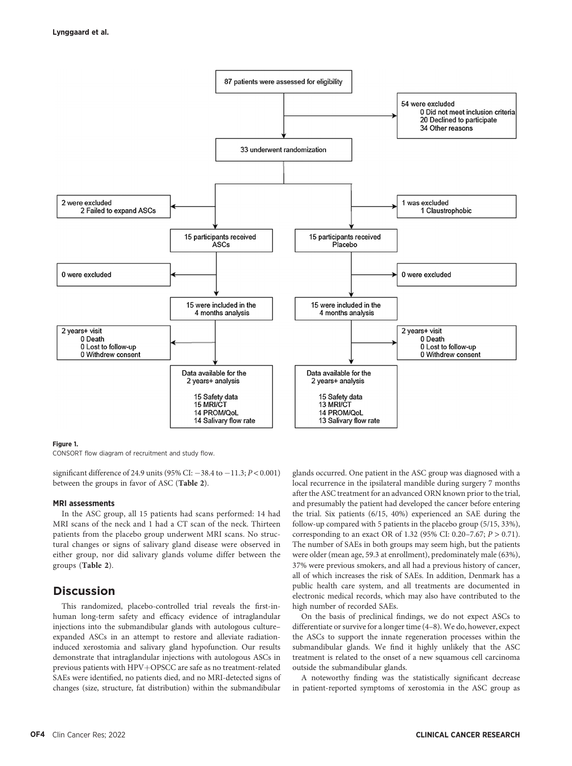87 patients were assessed for eligibility

54 were excluded
0 Did not meet inclusion criteria
20 Declined to participate
34 Other reasons

33 underwent randomization

2 were excluded
2 Failed to expand ASCs

1 was excluded
1 Claustrophobic

15 participants received ASCs

15 participants received Placebo

0 were excluded

0 were excluded

15 were included in the 4 months analysis

15 were included in the 4 months analysis

2 years+ visit
0 Death
0 Lost to follow-up
0 Withdrew consent

2 years+ visit
0 Death
0 Lost to follow-up
0 Withdrew consent

Data available for the 2 years+ analysis
15 Safety data
15 MRI/CT
14 PROM/QoL
14 Salivary flow rate

Data available for the 2 years+ analysis
15 Safety data
13 MRI/CT
14 PROM/QoL
13 Salivary flow rate

**Figure 1.**
CONSORT flow diagram of recruitment and study flow.

significant difference of 24.9 units (95% CI: −38.4 to −11.3; $P < 0.001$) between the groups in favor of ASC (**Table 2**).

### MRI assessments

In the ASC group, all 15 patients had scans performed: 14 had MRI scans of the neck and 1 had a CT scan of the neck. Thirteen patients from the placebo group underwent MRI scans. No structural changes or signs of salivary gland disease were observed in either group, nor did salivary glands volume differ between the groups (**Table 2**).

## Discussion

This randomized, placebo-controlled trial reveals the first-in-human long-term safety and efficacy evidence of intraglandular injections into the submandibular glands with autologous culture–expanded ASCs in an attempt to restore and alleviate radiation-induced xerostomia and salivary gland hypofunction. Our results demonstrate that intraglandular injections with autologous ASCs in previous patients with HPV+OPSCC are safe as no treatment-related SAEs were identified, no patients died, and no MRI-detected signs of changes (size, structure, fat distribution) within the submandibular glands occurred. One patient in the ASC group was diagnosed with a local recurrence in the ipsilateral mandible during surgery 7 months after the ASC treatment for an advanced ORN known prior to the trial, and presumably the patient had developed the cancer before entering the trial. Six patients (6/15, 40%) experienced an SAE during the follow-up compared with 5 patients in the placebo group (5/15, 33%), corresponding to an exact OR of 1.32 (95% CI: 0.20–7.67; $P > 0.71$). The number of SAEs in both groups may seem high, but the patients were older (mean age, 59.3 at enrollment), predominately male (63%), 37% were previous smokers, and all had a previous history of cancer, all of which increases the risk of SAEs. In addition, Denmark has a public health care system, and all treatments are documented in electronic medical records, which may also have contributed to the high number of recorded SAEs.

On the basis of preclinical findings, we do not expect ASCs to differentiate or survive for a longer time (4–8). We do, however, expect the ASCs to support the innate regeneration processes within the submandibular glands. We find it highly unlikely that the ASC treatment is related to the onset of a new squamous cell carcinoma outside the submandibular glands.

A noteworthy finding was the statistically significant decrease in patient-reported symptoms of xerostomia in the ASC group as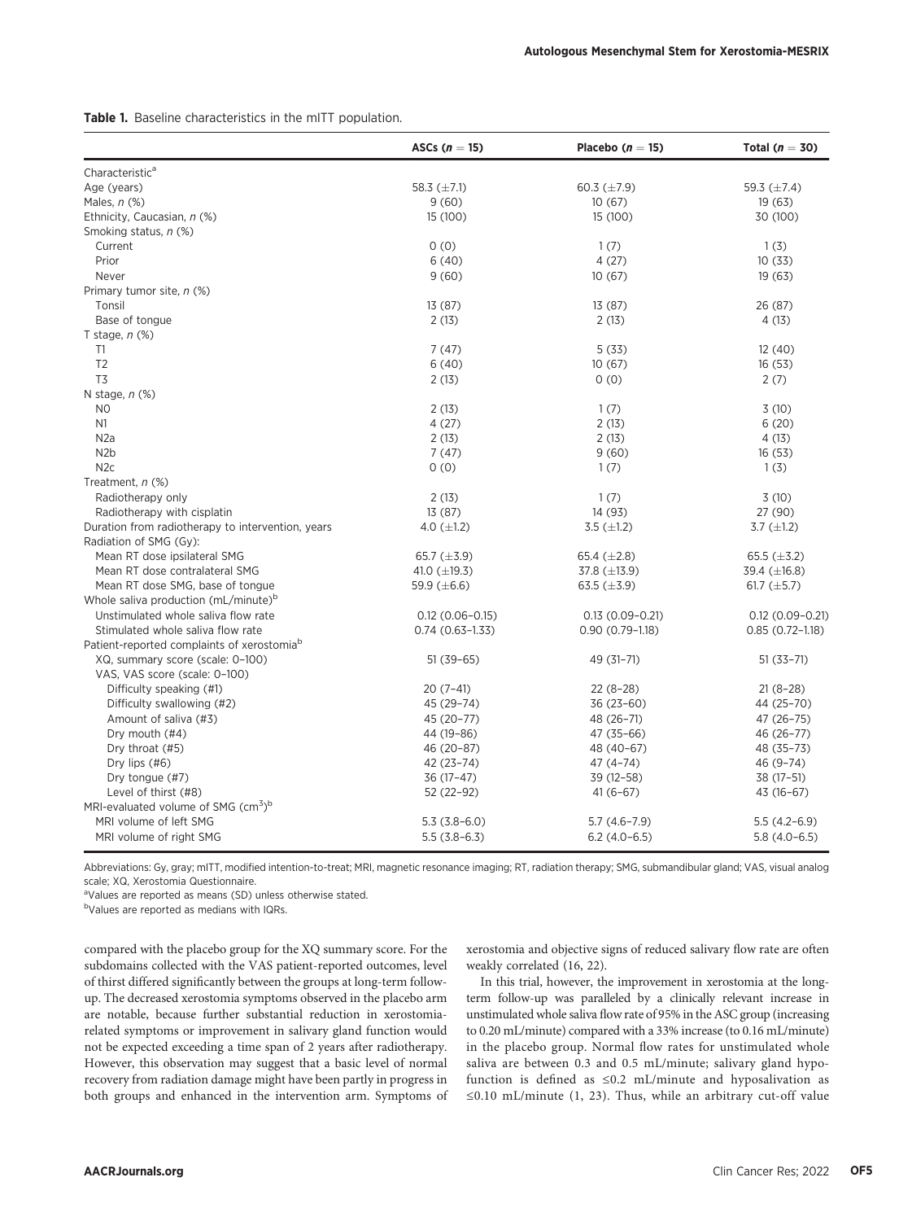**Table 1.** Baseline characteristics in the mITT population.

| | ASCs ($n$ = 15) | Placebo ($n$ = 15) | Total ($n$ = 30) |
|---|---|---|---|
| Characteristic[a] | | | |
| Age (years) | 58.3 (±7.1) | 60.3 (±7.9) | 59.3 (±7.4) |
| Males, $n$ (%) | 9 (60) | 10 (67) | 19 (63) |
| Ethnicity, Caucasian, $n$ (%) | 15 (100) | 15 (100) | 30 (100) |
| Smoking status, $n$ (%) | | | |
| Current | 0 (0) | 1 (7) | 1 (3) |
| Prior | 6 (40) | 4 (27) | 10 (33) |
| Never | 9 (60) | 10 (67) | 19 (63) |
| Primary tumor site, $n$ (%) | | | |
| Tonsil | 13 (87) | 13 (87) | 26 (87) |
| Base of tongue | 2 (13) | 2 (13) | 4 (13) |
| T stage, $n$ (%) | | | |
| T1 | 7 (47) | 5 (33) | 12 (40) |
| T2 | 6 (40) | 10 (67) | 16 (53) |
| T3 | 2 (13) | 0 (0) | 2 (7) |
| N stage, $n$ (%) | | | |
| N0 | 2 (13) | 1 (7) | 3 (10) |
| N1 | 4 (27) | 2 (13) | 6 (20) |
| N2a | 2 (13) | 2 (13) | 4 (13) |
| N2b | 7 (47) | 9 (60) | 16 (53) |
| N2c | 0 (0) | 1 (7) | 1 (3) |
| Treatment, $n$ (%) | | | |
| Radiotherapy only | 2 (13) | 1 (7) | 3 (10) |
| Radiotherapy with cisplatin | 13 (87) | 14 (93) | 27 (90) |
| Duration from radiotherapy to intervention, years | 4.0 (±1.2) | 3.5 (±1.2) | 3.7 (±1.2) |
| Radiation of SMG (Gy): | | | |
| Mean RT dose ipsilateral SMG | 65.7 (±3.9) | 65.4 (±2.8) | 65.5 (±3.2) |
| Mean RT dose contralateral SMG | 41.0 (±19.3) | 37.8 (±13.9) | 39.4 (±16.8) |
| Mean RT dose SMG, base of tongue | 59.9 (±6.6) | 63.5 (±3.9) | 61.7 (±5.7) |
| Whole saliva production (mL/minute)[b] | | | |
| Unstimulated whole saliva flow rate | 0.12 (0.06–0.15) | 0.13 (0.09–0.21) | 0.12 (0.09–0.21) |
| Stimulated whole saliva flow rate | 0.74 (0.63–1.33) | 0.90 (0.79–1.18) | 0.85 (0.72–1.18) |
| Patient-reported complaints of xerostomia[b] | | | |
| XQ, summary score (scale: 0–100) | 51 (39–65) | 49 (31–71) | 51 (33–71) |
| VAS, VAS score (scale: 0–100) | | | |
| Difficulty speaking (#1) | 20 (7–41) | 22 (8–28) | 21 (8–28) |
| Difficulty swallowing (#2) | 45 (29–74) | 36 (23–60) | 44 (25–70) |
| Amount of saliva (#3) | 45 (20–77) | 48 (26–71) | 47 (26–75) |
| Dry mouth (#4) | 44 (19–86) | 47 (35–66) | 46 (26–77) |
| Dry throat (#5) | 46 (20–87) | 48 (40–67) | 48 (35–73) |
| Dry lips (#6) | 42 (23–74) | 47 (4–74) | 46 (9–74) |
| Dry tongue (#7) | 36 (17–47) | 39 (12–58) | 38 (17–51) |
| Level of thirst (#8) | 52 (22–92) | 41 (6–67) | 43 (16–67) |
| MRI-evaluated volume of SMG ($cm^3$)[b] | | | |
| MRI volume of left SMG | 5.3 (3.8–6.0) | 5.7 (4.6–7.9) | 5.5 (4.2–6.9) |
| MRI volume of right SMG | 5.5 (3.8–6.3) | 6.2 (4.0–6.5) | 5.8 (4.0–6.5) |

Abbreviations: Gy, gray; mITT, modified intention-to-treat; MRI, magnetic resonance imaging; RT, radiation therapy; SMG, submandibular gland; VAS, visual analog scale; XQ, Xerostomia Questionnaire.

[a]Values are reported as means (SD) unless otherwise stated.

[b]Values are reported as medians with IQRs.

compared with the placebo group for the XQ summary score. For the subdomains collected with the VAS patient-reported outcomes, level of thirst differed significantly between the groups at long-term follow-up. The decreased xerostomia symptoms observed in the placebo arm are notable, because further substantial reduction in xerostomia-related symptoms or improvement in salivary gland function would not be expected exceeding a time span of 2 years after radiotherapy. However, this observation may suggest that a basic level of normal recovery from radiation damage might have been partly in progress in both groups and enhanced in the intervention arm. Symptoms of xerostomia and objective signs of reduced salivary flow rate are often weakly correlated (16, 22).

In this trial, however, the improvement in xerostomia at the long-term follow-up was paralleled by a clinically relevant increase in unstimulated whole saliva flow rate of 95% in the ASC group (increasing to 0.20 mL/minute) compared with a 33% increase (to 0.16 mL/minute) in the placebo group. Normal flow rates for unstimulated whole saliva are between 0.3 and 0.5 mL/minute; salivary gland hypofunction is defined as ≤0.2 mL/minute and hyposalivation as ≤0.10 mL/minute (1, 23). Thus, while an arbitrary cut-off value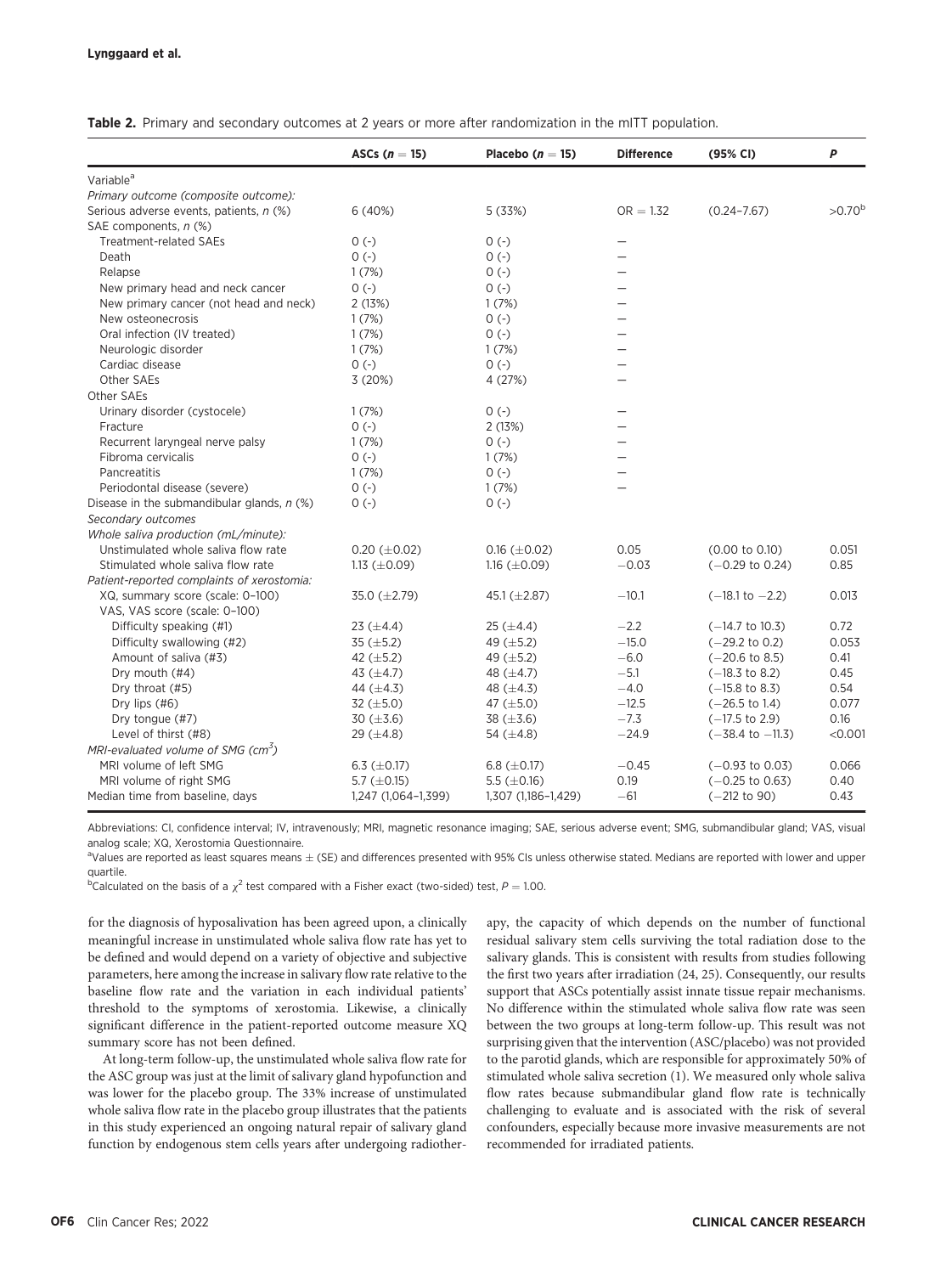**Table 2.** Primary and secondary outcomes at 2 years or more after randomization in the mITT population.

| | ASCs ($n = 15$) | Placebo ($n = 15$) | Difference | (95% CI) | P |
|---|---|---|---|---|---|
| Variable[a] | | | | | |
| *Primary outcome (composite outcome):* | | | | | |
| Serious adverse events, patients, n (%) | 6 (40%) | 5 (33%) | OR = 1.32 | (0.24–7.67) | >0.70[b] |
| SAE components, n (%) | | | | | |
| Treatment-related SAEs | 0 (-) | 0 (-) | — | | |
| Death | 0 (-) | 0 (-) | — | | |
| Relapse | 1 (7%) | 0 (-) | — | | |
| New primary head and neck cancer | 0 (-) | 0 (-) | — | | |
| New primary cancer (not head and neck) | 2 (13%) | 1 (7%) | — | | |
| New osteonecrosis | 1 (7%) | 0 (-) | — | | |
| Oral infection (IV treated) | 1 (7%) | 0 (-) | — | | |
| Neurologic disorder | 1 (7%) | 1 (7%) | — | | |
| Cardiac disease | 0 (-) | 0 (-) | — | | |
| Other SAEs | 3 (20%) | 4 (27%) | — | | |
| Other SAEs | | | | | |
| Urinary disorder (cystocele) | 1 (7%) | 0 (-) | — | | |
| Fracture | 0 (-) | 2 (13%) | — | | |
| Recurrent laryngeal nerve palsy | 1 (7%) | 0 (-) | — | | |
| Fibroma cervicalis | 0 (-) | 1 (7%) | — | | |
| Pancreatitis | 1 (7%) | 0 (-) | — | | |
| Periodontal disease (severe) | 0 (-) | 1 (7%) | — | | |
| Disease in the submandibular glands, n (%) | 0 (-) | 0 (-) | | | |
| *Secondary outcomes* | | | | | |
| *Whole saliva production (mL/minute):* | | | | | |
| Unstimulated whole saliva flow rate | 0.20 (±0.02) | 0.16 (±0.02) | 0.05 | (0.00 to 0.10) | 0.051 |
| Stimulated whole saliva flow rate | 1.13 (±0.09) | 1.16 (±0.09) | −0.03 | (−0.29 to 0.24) | 0.85 |
| *Patient-reported complaints of xerostomia:* | | | | | |
| XQ, summary score (scale: 0–100) | 35.0 (±2.79) | 45.1 (±2.87) | −10.1 | (−18.1 to −2.2) | 0.013 |
| VAS, VAS score (scale: 0–100) | | | | | |
| Difficulty speaking (#1) | 23 (±4.4) | 25 (±4.4) | −2.2 | (−14.7 to 10.3) | 0.72 |
| Difficulty swallowing (#2) | 35 (±5.2) | 49 (±5.2) | −15.0 | (−29.2 to 0.2) | 0.053 |
| Amount of saliva (#3) | 42 (±5.2) | 49 (±5.2) | −6.0 | (−20.6 to 8.5) | 0.41 |
| Dry mouth (#4) | 43 (±4.7) | 48 (±4.7) | −5.1 | (−18.3 to 8.2) | 0.45 |
| Dry throat (#5) | 44 (±4.3) | 48 (±4.3) | −4.0 | (−15.8 to 8.3) | 0.54 |
| Dry lips (#6) | 32 (±5.0) | 47 (±5.0) | −12.5 | (−26.5 to 1.4) | 0.077 |
| Dry tongue (#7) | 30 (±3.6) | 38 (±3.6) | −7.3 | (−17.5 to 2.9) | 0.16 |
| Level of thirst (#8) | 29 (±4.8) | 54 (±4.8) | −24.9 | (−38.4 to −11.3) | <0.001 |
| *MRI-evaluated volume of SMG ($cm^3$)* | | | | | |
| MRI volume of left SMG | 6.3 (±0.17) | 6.8 (±0.17) | −0.45 | (−0.93 to 0.03) | 0.066 |
| MRI volume of right SMG | 5.7 (±0.15) | 5.5 (±0.16) | 0.19 | (−0.25 to 0.63) | 0.40 |
| Median time from baseline, days | 1,247 (1,064–1,399) | 1,307 (1,186–1,429) | −61 | (−212 to 90) | 0.43 |

Abbreviations: CI, confidence interval; IV, intravenously; MRI, magnetic resonance imaging; SAE, serious adverse event; SMG, submandibular gland; VAS, visual analog scale; XQ, Xerostomia Questionnaire.

[a]Values are reported as least squares means ± (SE) and differences presented with 95% CIs unless otherwise stated. Medians are reported with lower and upper quartile.

[b]Calculated on the basis of a $\chi^2$ test compared with a Fisher exact (two-sided) test, $P = 1.00$.

for the diagnosis of hyposalivation has been agreed upon, a clinically meaningful increase in unstimulated whole saliva flow rate has yet to be defined and would depend on a variety of objective and subjective parameters, here among the increase in salivary flow rate relative to the baseline flow rate and the variation in each individual patients' threshold to the symptoms of xerostomia. Likewise, a clinically significant difference in the patient-reported outcome measure XQ summary score has not been defined.

At long-term follow-up, the unstimulated whole saliva flow rate for the ASC group was just at the limit of salivary gland hypofunction and was lower for the placebo group. The 33% increase of unstimulated whole saliva flow rate in the placebo group illustrates that the patients in this study experienced an ongoing natural repair of salivary gland function by endogenous stem cells years after undergoing radiotherapy, the capacity of which depends on the number of functional residual salivary stem cells surviving the total radiation dose to the salivary glands. This is consistent with results from studies following the first two years after irradiation (24, 25). Consequently, our results support that ASCs potentially assist innate tissue repair mechanisms. No difference within the stimulated whole saliva flow rate was seen between the two groups at long-term follow-up. This result was not surprising given that the intervention (ASC/placebo) was not provided to the parotid glands, which are responsible for approximately 50% of stimulated whole saliva secretion (1). We measured only whole saliva flow rates because submandibular gland flow rate is technically challenging to evaluate and is associated with the risk of several confounders, especially because more invasive measurements are not recommended for irradiated patients.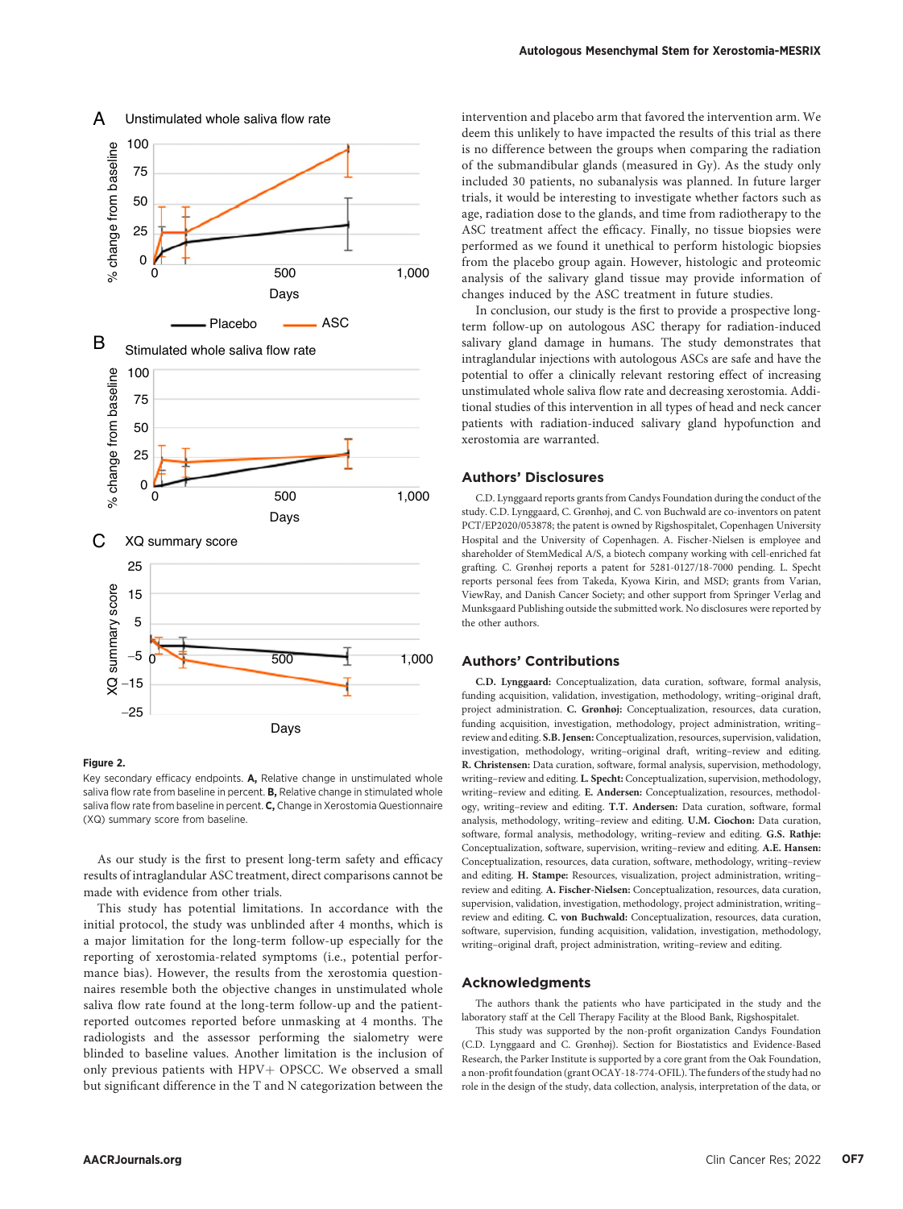A Unstimulated whole saliva flow rate

% change from baseline

100
75
50
25
0

0
500
1,000

Days

Placebo ASC

B Stimulated whole saliva flow rate

% change from baseline

100
75
50
25
0

0
500
1,000

Days

C XQ summary score

XQ summary score

25
15
5
−5
−15
−25

0
500
1,000

Days

**Figure 2.**

Key secondary efficacy endpoints. **A,** Relative change in unstimulated whole saliva flow rate from baseline in percent. **B,** Relative change in stimulated whole saliva flow rate from baseline in percent. **C,** Change in Xerostomia Questionnaire (XQ) summary score from baseline.

As our study is the first to present long-term safety and efficacy results of intraglandular ASC treatment, direct comparisons cannot be made with evidence from other trials.

This study has potential limitations. In accordance with the initial protocol, the study was unblinded after 4 months, which is a major limitation for the long-term follow-up especially for the reporting of xerostomia-related symptoms (i.e., potential performance bias). However, the results from the xerostomia questionnaires resemble both the objective changes in unstimulated whole saliva flow rate found at the long-term follow-up and the patient-reported outcomes reported before unmasking at 4 months. The radiologists and the assessor performing the sialometry were blinded to baseline values. Another limitation is the inclusion of only previous patients with HPV+ OPSCC. We observed a small but significant difference in the T and N categorization between the intervention and placebo arm that favored the intervention arm. We deem this unlikely to have impacted the results of this trial as there is no difference between the groups when comparing the radiation of the submandibular glands (measured in Gy). As the study only included 30 patients, no subanalysis was planned. In future larger trials, it would be interesting to investigate whether factors such as age, radiation dose to the glands, and time from radiotherapy to the ASC treatment affect the efficacy. Finally, no tissue biopsies were performed as we found it unethical to perform histologic biopsies from the placebo group again. However, histologic and proteomic analysis of the salivary gland tissue may provide information of changes induced by the ASC treatment in future studies.

In conclusion, our study is the first to provide a prospective long-term follow-up on autologous ASC therapy for radiation-induced salivary gland damage in humans. The study demonstrates that intraglandular injections with autologous ASCs are safe and have the potential to offer a clinically relevant restoring effect of increasing unstimulated whole saliva flow rate and decreasing xerostomia. Additional studies of this intervention in all types of head and neck cancer patients with radiation-induced salivary gland hypofunction and xerostomia are warranted.

## Authors' Disclosures

C.D. Lynggaard reports grants from Candys Foundation during the conduct of the study. C.D. Lynggaard, C. Grønhøj, and C. von Buchwald are co-inventors on patent PCT/EP2020/053878; the patent is owned by Rigshospitalet, Copenhagen University Hospital and the University of Copenhagen. A. Fischer-Nielsen is employee and shareholder of StemMedical A/S, a biotech company working with cell-enriched fat grafting. C. Grønhøj reports a patent for 5281-0127/18-7000 pending. L. Specht reports personal fees from Takeda, Kyowa Kirin, and MSD; grants from Varian, ViewRay, and Danish Cancer Society; and other support from Springer Verlag and Munksgaard Publishing outside the submitted work. No disclosures were reported by the other authors.

## Authors' Contributions

**C.D. Lynggaard:** Conceptualization, data curation, software, formal analysis, funding acquisition, validation, investigation, methodology, writing–original draft, project administration. **C. Grønhøj:** Conceptualization, resources, data curation, funding acquisition, investigation, methodology, project administration, writing–review and editing. **S.B. Jensen:** Conceptualization, resources, supervision, validation, investigation, methodology, writing–original draft, writing–review and editing. **R. Christensen:** Data curation, software, formal analysis, supervision, methodology, writing–review and editing. **L. Specht:** Conceptualization, supervision, methodology, writing–review and editing. **E. Andersen:** Conceptualization, resources, methodology, writing–review and editing. **T.T. Andersen:** Data curation, software, formal analysis, methodology, writing–review and editing. **U.M. Ciochon:** Data curation, software, formal analysis, methodology, writing–review and editing. **G.S. Rathje:** Conceptualization, software, supervision, writing–review and editing. **A.E. Hansen:** Conceptualization, resources, data curation, software, methodology, writing–review and editing. **H. Stampe:** Resources, visualization, project administration, writing–review and editing. **A. Fischer-Nielsen:** Conceptualization, resources, data curation, supervision, validation, investigation, methodology, project administration, writing–review and editing. **C. von Buchwald:** Conceptualization, resources, data curation, software, supervision, funding acquisition, validation, investigation, methodology, writing–original draft, project administration, writing–review and editing.

## Acknowledgments

The authors thank the patients who have participated in the study and the laboratory staff at the Cell Therapy Facility at the Blood Bank, Rigshospitalet.

This study was supported by the non-profit organization Candys Foundation (C.D. Lynggaard and C. Grønhøj). Section for Biostatistics and Evidence-Based Research, the Parker Institute is supported by a core grant from the Oak Foundation, a non-profit foundation (grant OCAY-18-774-OFIL). The funders of the study had no role in the design of the study, data collection, analysis, interpretation of the data, or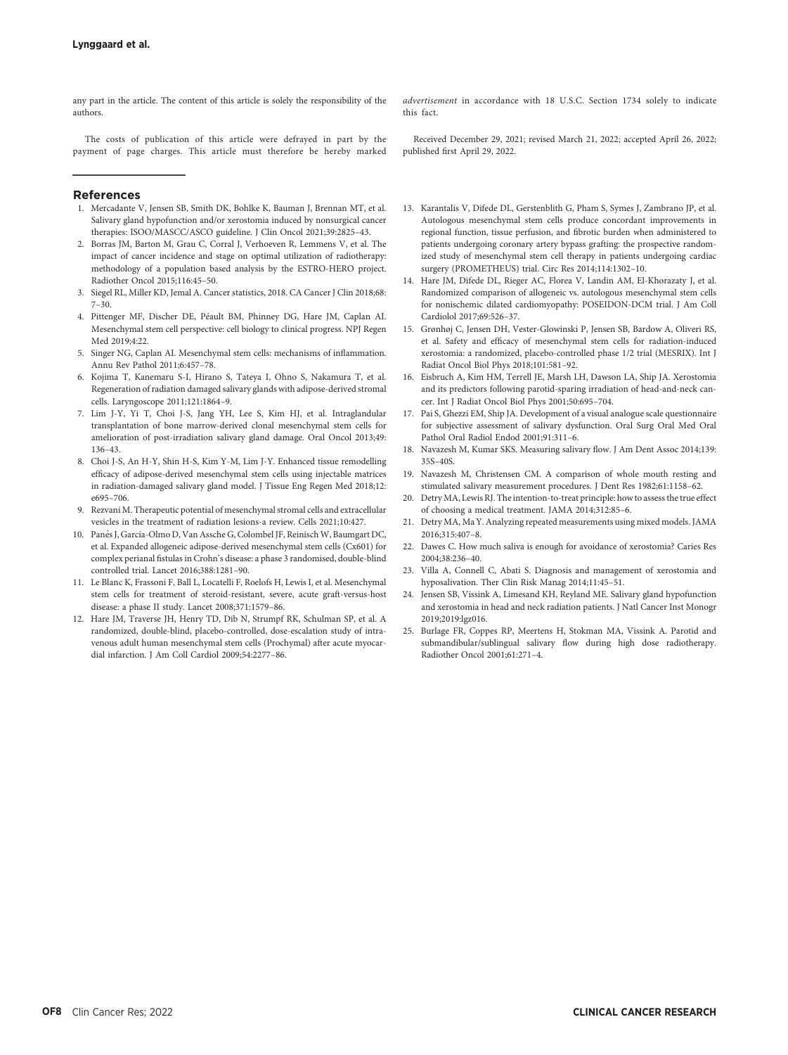any part in the article. The content of this article is solely the responsibility of the authors.

The costs of publication of this article were defrayed in part by the payment of page charges. This article must therefore be hereby marked *advertisement* in accordance with 18 U.S.C. Section 1734 solely to indicate this fact.

Received December 29, 2021; revised March 21, 2022; accepted April 26, 2022; published first April 29, 2022.

## References

1. Mercadante V, Jensen SB, Smith DK, Bohlke K, Bauman J, Brennan MT, et al. Salivary gland hypofunction and/or xerostomia induced by nonsurgical cancer therapies: ISOO/MASCC/ASCO guideline. J Clin Oncol 2021;39:2825–43.
2. Borras JM, Barton M, Grau C, Corral J, Verhoeven R, Lemmens V, et al. The impact of cancer incidence and stage on optimal utilization of radiotherapy: methodology of a population based analysis by the ESTRO-HERO project. Radiother Oncol 2015;116:45–50.
3. Siegel RL, Miller KD, Jemal A. Cancer statistics, 2018. CA Cancer J Clin 2018;68: 7–30.
4. Pittenger MF, Discher DE, Péault BM, Phinney DG, Hare JM, Caplan AI. Mesenchymal stem cell perspective: cell biology to clinical progress. NPJ Regen Med 2019;4:22.
5. Singer NG, Caplan AI. Mesenchymal stem cells: mechanisms of inflammation. Annu Rev Pathol 2011;6:457–78.
6. Kojima T, Kanemaru S-I, Hirano S, Tateya I, Ohno S, Nakamura T, et al. Regeneration of radiation damaged salivary glands with adipose-derived stromal cells. Laryngoscope 2011;121:1864–9.
7. Lim J-Y, Yi T, Choi J-S, Jang YH, Lee S, Kim HJ, et al. Intraglandular transplantation of bone marrow-derived clonal mesenchymal stem cells for amelioration of post-irradiation salivary gland damage. Oral Oncol 2013;49: 136–43.
8. Choi J-S, An H-Y, Shin H-S, Kim Y-M, Lim J-Y. Enhanced tissue remodelling efficacy of adipose-derived mesenchymal stem cells using injectable matrices in radiation-damaged salivary gland model. J Tissue Eng Regen Med 2018;12: e695–706.
9. Rezvani M. Therapeutic potential of mesenchymal stromal cells and extracellular vesicles in the treatment of radiation lesions-a review. Cells 2021;10:427.
10. Panés J, García-Olmo D, Van Assche G, Colombel JF, Reinisch W, Baumgart DC, et al. Expanded allogeneic adipose-derived mesenchymal stem cells (Cx601) for complex perianal fistulas in Crohn's disease: a phase 3 randomised, double-blind controlled trial. Lancet 2016;388:1281–90.
11. Le Blanc K, Frassoni F, Ball L, Locatelli F, Roelofs H, Lewis I, et al. Mesenchymal stem cells for treatment of steroid-resistant, severe, acute graft-versus-host disease: a phase II study. Lancet 2008;371:1579–86.
12. Hare JM, Traverse JH, Henry TD, Dib N, Strumpf RK, Schulman SP, et al. A randomized, double-blind, placebo-controlled, dose-escalation study of intravenous adult human mesenchymal stem cells (Prochymal) after acute myocardial infarction. J Am Coll Cardiol 2009;54:2277–86.
13. Karantalis V, Difede DL, Gerstenblith G, Pham S, Symes J, Zambrano JP, et al. Autologous mesenchymal stem cells produce concordant improvements in regional function, tissue perfusion, and fibrotic burden when administered to patients undergoing coronary artery bypass grafting: the prospective randomized study of mesenchymal stem cell therapy in patients undergoing cardiac surgery (PROMETHEUS) trial. Circ Res 2014;114:1302–10.
14. Hare JM, Difede DL, Rieger AC, Florea V, Landin AM, El-Khorazaty J, et al. Randomized comparison of allogeneic vs. autologous mesenchymal stem cells for nonischemic dilated cardiomyopathy: POSEIDON-DCM trial. J Am Coll Cardiolol 2017;69:526–37.
15. Grønhøj C, Jensen DH, Vester-Glowinski P, Jensen SB, Bardow A, Oliveri RS, et al. Safety and efficacy of mesenchymal stem cells for radiation-induced xerostomia: a randomized, placebo-controlled phase 1/2 trial (MESRIX). Int J Radiat Oncol Biol Phys 2018;101:581–92.
16. Eisbruch A, Kim HM, Terrell JE, Marsh LH, Dawson LA, Ship JA. Xerostomia and its predictors following parotid-sparing irradiation of head-and-neck cancer. Int J Radiat Oncol Biol Phys 2001;50:695–704.
17. Pai S, Ghezzi EM, Ship JA. Development of a visual analogue scale questionnaire for subjective assessment of salivary dysfunction. Oral Surg Oral Med Oral Pathol Oral Radiol Endod 2001;91:311–6.
18. Navazesh M, Kumar SKS. Measuring salivary flow. J Am Dent Assoc 2014;139: 35S–40S.
19. Navazesh M, Christensen CM. A comparison of whole mouth resting and stimulated salivary measurement procedures. J Dent Res 1982;61:1158–62.
20. Detry MA, Lewis RJ. The intention-to-treat principle: how to assess the true effect of choosing a medical treatment. JAMA 2014;312:85–6.
21. Detry MA, Ma Y. Analyzing repeated measurements using mixed models. JAMA 2016;315:407–8.
22. Dawes C. How much saliva is enough for avoidance of xerostomia? Caries Res 2004;38:236–40.
23. Villa A, Connell C, Abati S. Diagnosis and management of xerostomia and hyposalivation. Ther Clin Risk Manag 2014;11:45–51.
24. Jensen SB, Vissink A, Limesand KH, Reyland ME. Salivary gland hypofunction and xerostomia in head and neck radiation patients. J Natl Cancer Inst Monogr 2019;2019:lgz016.
25. Burlage FR, Coppes RP, Meertens H, Stokman MA, Vissink A. Parotid and submandibular/sublingual salivary flow during high dose radiotherapy. Radiother Oncol 2001;61:271–4.